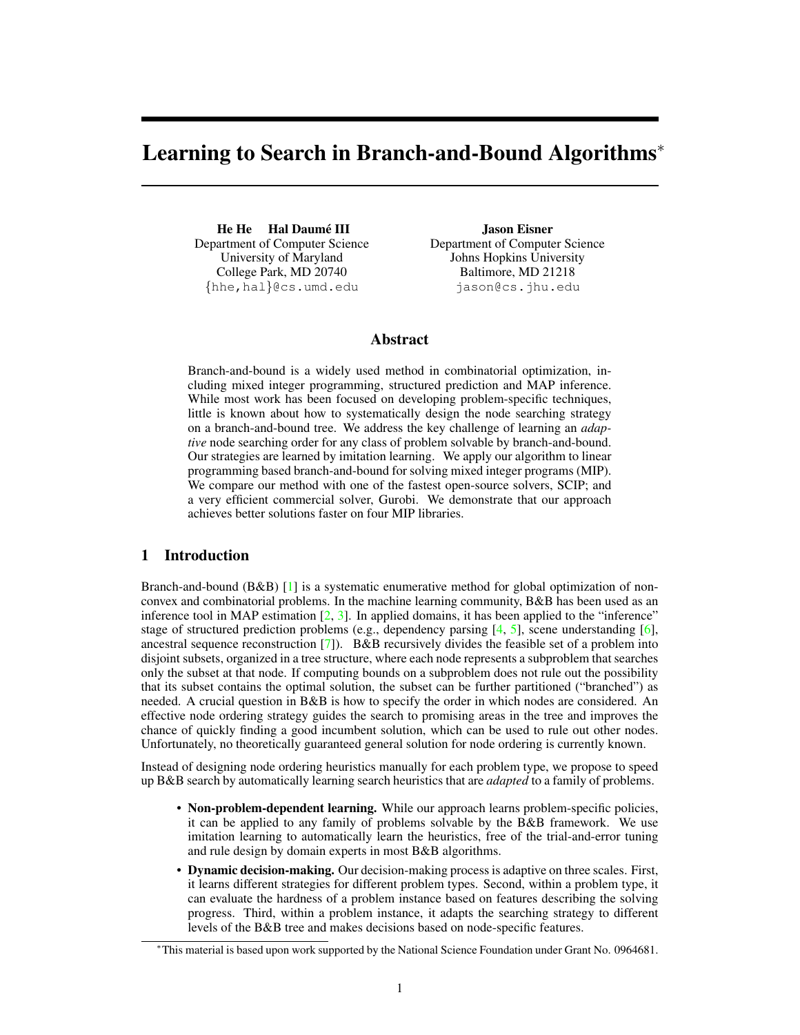# Learning to Search in Branch-and-Bound Algorithms*

**He He** **Hal Daumé III**
Department of Computer Science
University of Maryland
College Park, MD 20740
{hhe,hal}@cs.umd.edu

**Jason Eisner**
Department of Computer Science
Johns Hopkins University
Baltimore, MD 21218
jason@cs.jhu.edu

## Abstract

Branch-and-bound is a widely used method in combinatorial optimization, including mixed integer programming, structured prediction and MAP inference. While most work has been focused on developing problem-specific techniques, little is known about how to systematically design the node searching strategy on a branch-and-bound tree. We address the key challenge of learning an *adaptive* node searching order for any class of problem solvable by branch-and-bound. Our strategies are learned by imitation learning. We apply our algorithm to linear programming based branch-and-bound for solving mixed integer programs (MIP). We compare our method with one of the fastest open-source solvers, SCIP; and a very efficient commercial solver, Gurobi. We demonstrate that our approach achieves better solutions faster on four MIP libraries.

## 1 Introduction

Branch-and-bound (B&B) [1] is a systematic enumerative method for global optimization of non-convex and combinatorial problems. In the machine learning community, B&B has been used as an inference tool in MAP estimation [2, 3]. In applied domains, it has been applied to the "inference" stage of structured prediction problems (e.g., dependency parsing [4, 5], scene understanding [6], ancestral sequence reconstruction [7]). B&B recursively divides the feasible set of a problem into disjoint subsets, organized in a tree structure, where each node represents a subproblem that searches only the subset at that node. If computing bounds on a subproblem does not rule out the possibility that its subset contains the optimal solution, the subset can be further partitioned ("branched") as needed. A crucial question in B&B is how to specify the order in which nodes are considered. An effective node ordering strategy guides the search to promising areas in the tree and improves the chance of quickly finding a good incumbent solution, which can be used to rule out other nodes. Unfortunately, no theoretically guaranteed general solution for node ordering is currently known.

Instead of designing node ordering heuristics manually for each problem type, we propose to speed up B&B search by automatically learning search heuristics that are *adapted* to a family of problems.

- **Non-problem-dependent learning.** While our approach learns problem-specific policies, it can be applied to any family of problems solvable by the B&B framework. We use imitation learning to automatically learn the heuristics, free of the trial-and-error tuning and rule design by domain experts in most B&B algorithms.
- **Dynamic decision-making.** Our decision-making process is adaptive on three scales. First, it learns different strategies for different problem types. Second, within a problem type, it can evaluate the hardness of a problem instance based on features describing the solving progress. Third, within a problem instance, it adapts the searching strategy to different levels of the B&B tree and makes decisions based on node-specific features.

*This material is based upon work supported by the National Science Foundation under Grant No. 0964681.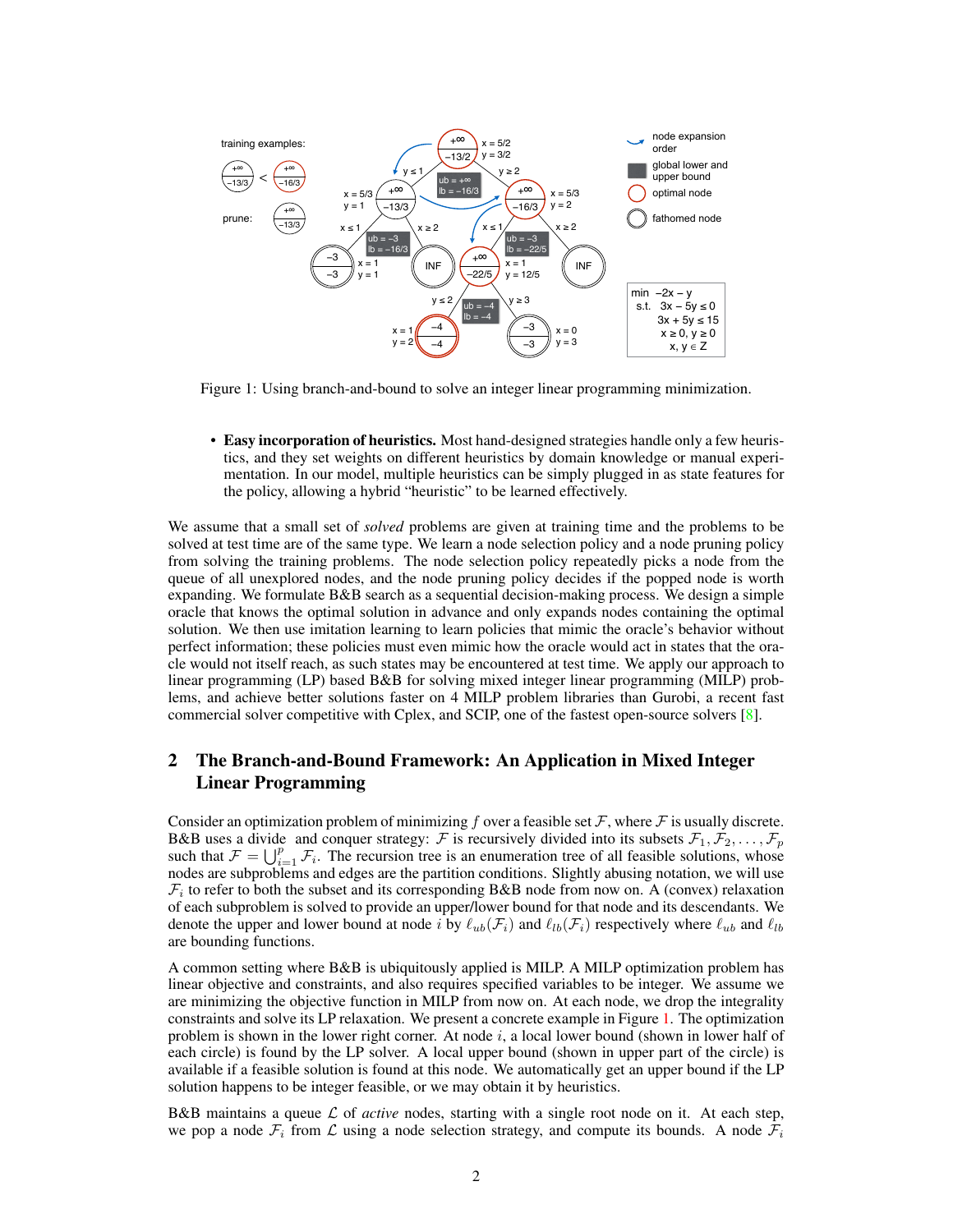Figure 1: Using branch-and-bound to solve an integer linear programming minimization.

- **Easy incorporation of heuristics.** Most hand-designed strategies handle only a few heuristics, and they set weights on different heuristics by domain knowledge or manual experimentation. In our model, multiple heuristics can be simply plugged in as state features for the policy, allowing a hybrid "heuristic" to be learned effectively.

We assume that a small set of *solved* problems are given at training time and the problems to be solved at test time are of the same type. We learn a node selection policy and a node pruning policy from solving the training problems. The node selection policy repeatedly picks a node from the queue of all unexplored nodes, and the node pruning policy decides if the popped node is worth expanding. We formulate B&B search as a sequential decision-making process. We design a simple oracle that knows the optimal solution in advance and only expands nodes containing the optimal solution. We then use imitation learning to learn policies that mimic the oracle's behavior without perfect information; these policies must even mimic how the oracle would act in states that the oracle would not itself reach, as such states may be encountered at test time. We apply our approach to linear programming (LP) based B&B for solving mixed integer linear programming (MILP) problems, and achieve better solutions faster on 4 MILP problem libraries than Gurobi, a recent fast commercial solver competitive with Cplex, and SCIP, one of the fastest open-source solvers [8].

## 2 The Branch-and-Bound Framework: An Application in Mixed Integer Linear Programming

Consider an optimization problem of minimizing $f$ over a feasible set $\mathcal{F}$, where $\mathcal{F}$ is usually discrete. B&B uses a divide and conquer strategy: $\mathcal{F}$ is recursively divided into its subsets $\mathcal{F}_1, \mathcal{F}_2, \ldots, \mathcal{F}_p$ such that $\mathcal{F} = \bigcup_{i=1}^{p} \mathcal{F}_i$. The recursion tree is an enumeration tree of all feasible solutions, whose nodes are subproblems and edges are the partition conditions. Slightly abusing notation, we will use $\mathcal{F}_i$ to refer to both the subset and its corresponding B&B node from now on. A (convex) relaxation of each subproblem is solved to provide an upper/lower bound for that node and its descendants. We denote the upper and lower bound at node $i$ by $\ell_{ub}(\mathcal{F}_i)$ and $\ell_{lb}(\mathcal{F}_i)$ respectively where $\ell_{ub}$ and $\ell_{lb}$ are bounding functions.

A common setting where B&B is ubiquitously applied is MILP. A MILP optimization problem has linear objective and constraints, and also requires specified variables to be integer. We assume we are minimizing the objective function in MILP from now on. At each node, we drop the integrality constraints and solve its LP relaxation. We present a concrete example in Figure 1. The optimization problem is shown in the lower right corner. At node $i$, a local lower bound (shown in lower half of each circle) is found by the LP solver. A local upper bound (shown in upper part of the circle) is available if a feasible solution is found at this node. We automatically get an upper bound if the LP solution happens to be integer feasible, or we may obtain it by heuristics.

B&B maintains a queue $\mathcal{L}$ of *active* nodes, starting with a single root node on it. At each step, we pop a node $\mathcal{F}_i$ from $\mathcal{L}$ using a node selection strategy, and compute its bounds. A node $\mathcal{F}_i$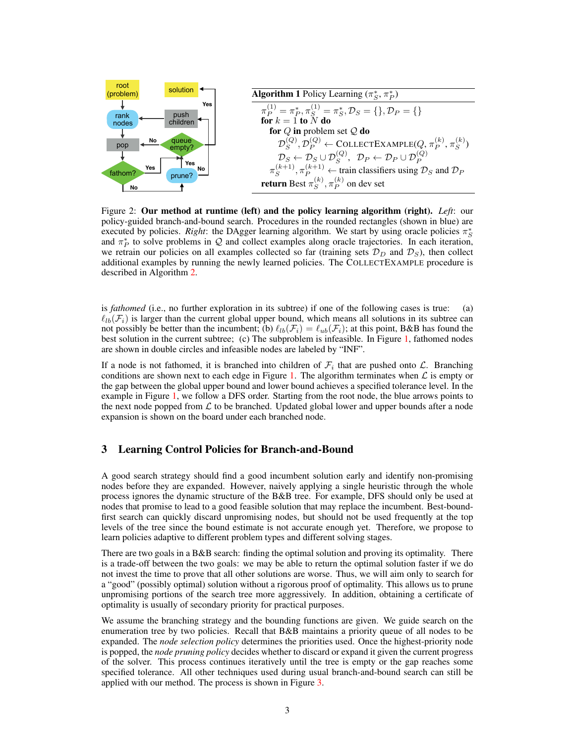**Algorithm 1** Policy Learning ($\pi_S^*, \pi_P^*$)

$\pi_P^{(1)} = \pi_P^*, \pi_S^{(1)} = \pi_S^*, \mathcal{D}_S = \{\}, \mathcal{D}_P = \{\}$
**for** $k = 1$ **to** $N$ **do**
  **for** $Q$ **in** problem set $\mathcal{Q}$ **do**
    $\mathcal{D}_S^{(Q)}, \mathcal{D}_P^{(Q)} \leftarrow$ COLLECTEXAMPLE($Q, \pi_P^{(k)}, \pi_S^{(k)}$)
    $\mathcal{D}_S \leftarrow \mathcal{D}_S \cup \mathcal{D}_S^{(Q)}, \ \ \mathcal{D}_P \leftarrow \mathcal{D}_P \cup \mathcal{D}_P^{(Q)}$
  $\pi_S^{(k+1)}, \pi_P^{(k+1)} \leftarrow$ train classifiers using $\mathcal{D}_S$ and $\mathcal{D}_P$
**return** Best $\pi_S^{(k)}, \pi_P^{(k)}$ on dev set

Figure 2: **Our method at runtime (left) and the policy learning algorithm (right).** *Left*: our policy-guided branch-and-bound search. Procedures in the rounded rectangles (shown in blue) are executed by policies. *Right*: the DAgger learning algorithm. We start by using oracle policies $\pi_S^*$ and $\pi_P^*$ to solve problems in $\mathcal{Q}$ and collect examples along oracle trajectories. In each iteration, we retrain our policies on all examples collected so far (training sets $\mathcal{D}_D$ and $\mathcal{D}_S$), then collect additional examples by running the newly learned policies. The COLLECTEXAMPLE procedure is described in Algorithm 2.

is *fathomed* (i.e., no further exploration in its subtree) if one of the following cases is true: (a) $\ell_{lb}(\mathcal{F}_i)$ is larger than the current global upper bound, which means all solutions in its subtree can not possibly be better than the incumbent; (b) $\ell_{lb}(\mathcal{F}_i) = \ell_{ub}(\mathcal{F}_i)$; at this point, B&B has found the best solution in the current subtree; (c) The subproblem is infeasible. In Figure 1, fathomed nodes are shown in double circles and infeasible nodes are labeled by "INF".

If a node is not fathomed, it is branched into children of $\mathcal{F}_i$ that are pushed onto $\mathcal{L}$. Branching conditions are shown next to each edge in Figure 1. The algorithm terminates when $\mathcal{L}$ is empty or the gap between the global upper bound and lower bound achieves a specified tolerance level. In the example in Figure 1, we follow a DFS order. Starting from the root node, the blue arrows points to the next node popped from $\mathcal{L}$ to be branched. Updated global lower and upper bounds after a node expansion is shown on the board under each branched node.

## 3 Learning Control Policies for Branch-and-Bound

A good search strategy should find a good incumbent solution early and identify non-promising nodes before they are expanded. However, naively applying a single heuristic through the whole process ignores the dynamic structure of the B&B tree. For example, DFS should only be used at nodes that promise to lead to a good feasible solution that may replace the incumbent. Best-bound-first search can quickly discard unpromising nodes, but should not be used frequently at the top levels of the tree since the bound estimate is not accurate enough yet. Therefore, we propose to learn policies adaptive to different problem types and different solving stages.

There are two goals in a B&B search: finding the optimal solution and proving its optimality. There is a trade-off between the two goals: we may be able to return the optimal solution faster if we do not invest the time to prove that all other solutions are worse. Thus, we will aim only to search for a "good" (possibly optimal) solution without a rigorous proof of optimality. This allows us to prune unpromising portions of the search tree more aggressively. In addition, obtaining a certificate of optimality is usually of secondary priority for practical purposes.

We assume the branching strategy and the bounding functions are given. We guide search on the enumeration tree by two policies. Recall that B&B maintains a priority queue of all nodes to be expanded. The *node selection policy* determines the priorities used. Once the highest-priority node is popped, the *node pruning policy* decides whether to discard or expand it given the current progress of the solver. This process continues iteratively until the tree is empty or the gap reaches some specified tolerance. All other techniques used during usual branch-and-bound search can still be applied with our method. The process is shown in Figure 3.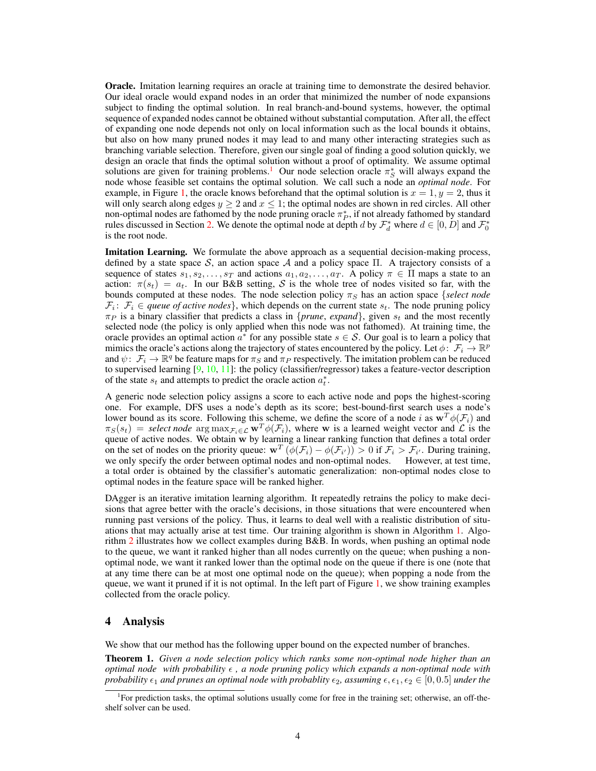**Oracle.** Imitation learning requires an oracle at training time to demonstrate the desired behavior. Our ideal oracle would expand nodes in an order that minimized the number of node expansions subject to finding the optimal solution. In real branch-and-bound systems, however, the optimal sequence of expanded nodes cannot be obtained without substantial computation. After all, the effect of expanding one node depends not only on local information such as the local bounds it obtains, but also on how many pruned nodes it may lead to and many other interacting strategies such as branching variable selection. Therefore, given our single goal of finding a good solution quickly, we design an oracle that finds the optimal solution without a proof of optimality. We assume optimal solutions are given for training problems.[1] Our node selection oracle $\pi_S^*$ will always expand the node whose feasible set contains the optimal solution. We call such a node an *optimal node*. For example, in Figure 1, the oracle knows beforehand that the optimal solution is $x = 1, y = 2$, thus it will only search along edges $y \geq 2$ and $x \leq 1$; the optimal nodes are shown in red circles. All other non-optimal nodes are fathomed by the node pruning oracle $\pi_P^*$, if not already fathomed by standard rules discussed in Section 2. We denote the optimal node at depth $d$ by $\mathcal{F}_d^*$ where $d \in [0, D]$ and $\mathcal{F}_0^*$ is the root node.

**Imitation Learning.** We formulate the above approach as a sequential decision-making process, defined by a state space $\mathcal{S}$, an action space $\mathcal{A}$ and a policy space $\Pi$. A trajectory consists of a sequence of states $s_1, s_2, \ldots, s_T$ and actions $a_1, a_2, \ldots, a_T$. A policy $\pi \in \Pi$ maps a state to an action: $\pi(s_t) = a_t$. In our B&B setting, $\mathcal{S}$ is the whole tree of nodes visited so far, with the bounds computed at these nodes. The node selection policy $\pi_S$ has an action space $\{$*select node* $\mathcal{F}_i$: $\mathcal{F}_i \in$ *queue of active nodes*$\}$, which depends on the current state $s_t$. The node pruning policy $\pi_P$ is a binary classifier that predicts a class in $\{$*prune*, *expand*$\}$, given $s_t$ and the most recently selected node (the policy is only applied when this node was not fathomed). At training time, the oracle provides an optimal action $a^*$ for any possible state $s \in \mathcal{S}$. Our goal is to learn a policy that mimics the oracle's actions along the trajectory of states encountered by the policy. Let $\phi\colon \mathcal{F}_i \to \mathbb{R}^p$ and $\psi\colon \mathcal{F}_i \to \mathbb{R}^q$ be feature maps for $\pi_S$ and $\pi_P$ respectively. The imitation problem can be reduced to supervised learning [9, 10, 11]: the policy (classifier/regressor) takes a feature-vector description of the state $s_t$ and attempts to predict the oracle action $a_t^*$.

A generic node selection policy assigns a score to each active node and pops the highest-scoring one. For example, DFS uses a node's depth as its score; best-bound-first search uses a node's lower bound as its score. Following this scheme, we define the score of a node $i$ as $\mathbf{w}^T \phi(\mathcal{F}_i)$ and $\pi_S(s_t) =$ *select node* $\arg\max_{\mathcal{F}_i \in \mathcal{L}} \mathbf{w}^T \phi(\mathcal{F}_i)$, where $\mathbf{w}$ is a learned weight vector and $\mathcal{L}$ is the queue of active nodes. We obtain $\mathbf{w}$ by learning a linear ranking function that defines a total order on the set of nodes on the priority queue: $\mathbf{w}^T \left(\phi(\mathcal{F}_i) - \phi(\mathcal{F}_{i'})\right) > 0$ if $\mathcal{F}_i > \mathcal{F}_{i'}$. During training, we only specify the order between optimal nodes and non-optimal nodes. However, at test time, a total order is obtained by the classifier's automatic generalization: non-optimal nodes close to optimal nodes in the feature space will be ranked higher.

DAgger is an iterative imitation learning algorithm. It repeatedly retrains the policy to make decisions that agree better with the oracle's decisions, in those situations that were encountered when running past versions of the policy. Thus, it learns to deal well with a realistic distribution of situations that may actually arise at test time. Our training algorithm is shown in Algorithm 1. Algorithm 2 illustrates how we collect examples during B&B. In words, when pushing an optimal node to the queue, we want it ranked higher than all nodes currently on the queue; when pushing a non-optimal node, we want it ranked lower than the optimal node on the queue if there is one (note that at any time there can be at most one optimal node on the queue); when popping a node from the queue, we want it pruned if it is not optimal. In the left part of Figure 1, we show training examples collected from the oracle policy.

## 4 Analysis

We show that our method has the following upper bound on the expected number of branches.

**Theorem 1.** *Given a node selection policy which ranks some non-optimal node higher than an optimal node with probability $\epsilon$, a node pruning policy which expands a non-optimal node with probability $\epsilon_1$ and prunes an optimal node with probablity $\epsilon_2$, assuming $\epsilon, \epsilon_1, \epsilon_2 \in [0, 0.5]$ under the*

[1] For prediction tasks, the optimal solutions usually come for free in the training set; otherwise, an off-the-shelf solver can be used.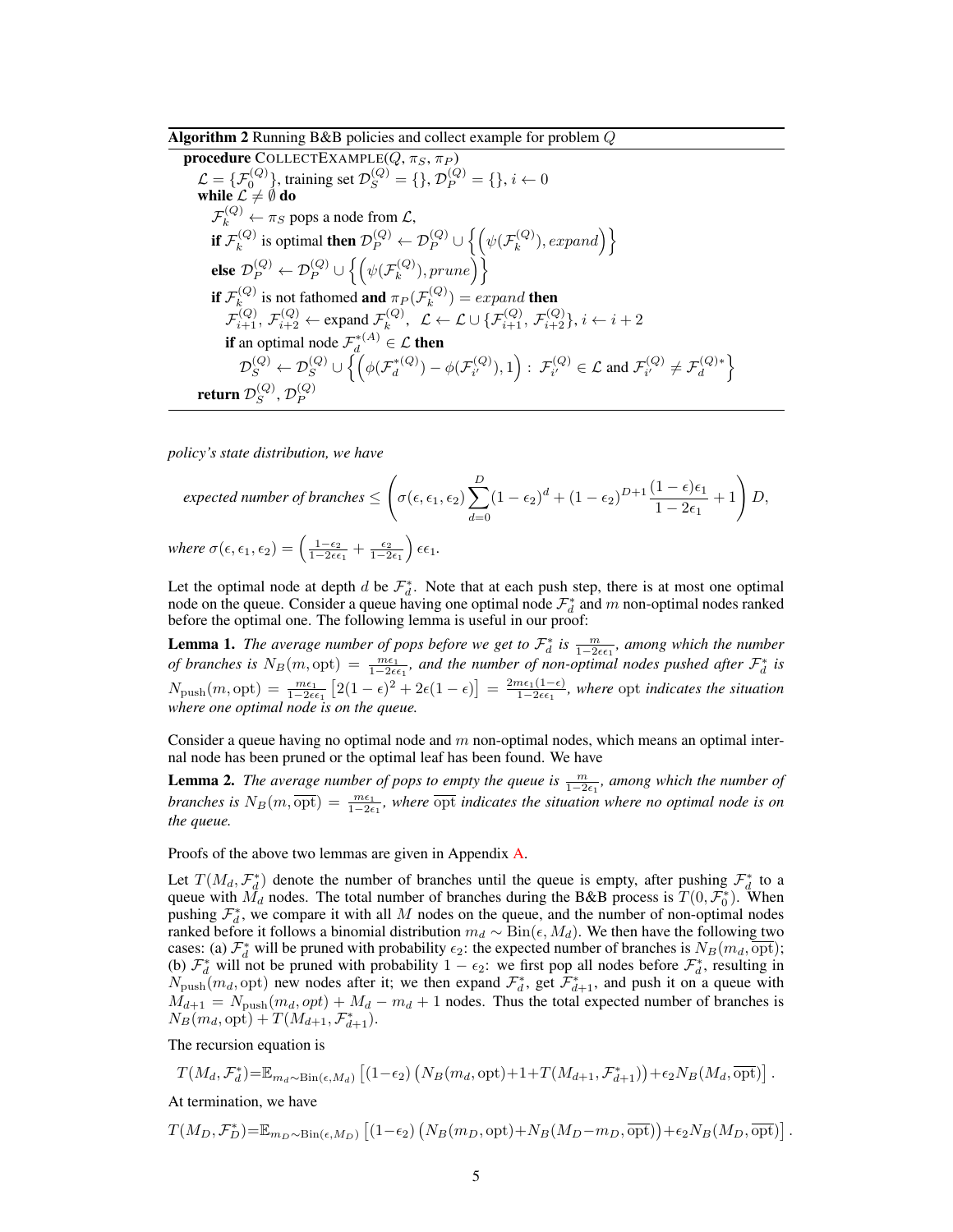**Algorithm 2** Running B&B policies and collect example for problem $Q$

```
procedure CollectExample(Q, π_S, π_P)
    L = {F_0^(Q)}, training set D_S^(Q) = {}, D_P^(Q) = {}, i ← 0
    while L ≠ ∅ do
        F_k^(Q) ← π_S pops a node from L,
        if F_k^(Q) is optimal then D_P^(Q) ← D_P^(Q) ∪ {(ψ(F_k^(Q)), expand)}
        else D_P^(Q) ← D_P^(Q) ∪ {(ψ(F_k^(Q)), prune)}
        if F_k^(Q) is not fathomed and π_P(F_k^(Q)) = expand then
            F_{i+1}^(Q), F_{i+2}^(Q) ← expand F_k^(Q),  L ← L ∪ {F_{i+1}^(Q), F_{i+2}^(Q)}, i ← i + 2
            if an optimal node F_d^{*(A)} ∈ L then
                D_S^(Q) ← D_S^(Q) ∪ {(φ(F_d^{*(Q)}) − φ(F_{i'}^(Q)), 1) : F_{i'}^(Q) ∈ L and F_{i'}^(Q) ≠ F_d^{(Q)*}}
    return D_S^(Q), D_P^(Q)
```

*policy's state distribution, we have*

$$\textit{expected number of branches} \leq \left( \sigma(\epsilon, \epsilon_1, \epsilon_2) \sum_{d=0}^{D} (1-\epsilon_2)^d + (1-\epsilon_2)^{D+1} \frac{(1-\epsilon)\epsilon_1}{1-2\epsilon_1} + 1 \right) D,$$

*where* $\sigma(\epsilon, \epsilon_1, \epsilon_2) = \left( \frac{1-\epsilon_2}{1-2\epsilon\epsilon_1} + \frac{\epsilon_2}{1-2\epsilon_1} \right) \epsilon\epsilon_1$.

Let the optimal node at depth $d$ be $\mathcal{F}_d^*$. Note that at each push step, there is at most one optimal node on the queue. Consider a queue having one optimal node $\mathcal{F}_d^*$ and $m$ non-optimal nodes ranked before the optimal one. The following lemma is useful in our proof:

**Lemma 1.** *The average number of pops before we get to $\mathcal{F}_d^*$ is $\frac{m}{1-2\epsilon\epsilon_1}$, among which the number of branches is $N_B(m, \mathrm{opt}) = \frac{m\epsilon_1}{1-2\epsilon\epsilon_1}$, and the number of non-optimal nodes pushed after $\mathcal{F}_d^*$ is $N_{\mathrm{push}}(m, \mathrm{opt}) = \frac{m\epsilon_1}{1-2\epsilon\epsilon_1}\left[2(1-\epsilon)^2 + 2\epsilon(1-\epsilon)\right] = \frac{2m\epsilon_1(1-\epsilon)}{1-2\epsilon\epsilon_1}$, where* opt *indicates the situation where one optimal node is on the queue.*

Consider a queue having no optimal node and $m$ non-optimal nodes, which means an optimal internal node has been pruned or the optimal leaf has been found. We have

**Lemma 2.** *The average number of pops to empty the queue is $\frac{m}{1-2\epsilon_1}$, among which the number of branches is $N_B(m, \overline{\mathrm{opt}}) = \frac{m\epsilon_1}{1-2\epsilon_1}$, where $\overline{\mathrm{opt}}$ indicates the situation where no optimal node is on the queue.*

Proofs of the above two lemmas are given in Appendix A.

Let $T(M_d, \mathcal{F}_d^*)$ denote the number of branches until the queue is empty, after pushing $\mathcal{F}_d^*$ to a queue with $M_d$ nodes. The total number of branches during the B&B process is $T(0, \mathcal{F}_0^*)$. When pushing $\mathcal{F}_d^*$, we compare it with all $M$ nodes on the queue, and the number of non-optimal nodes ranked before it follows a binomial distribution $m_d \sim \mathrm{Bin}(\epsilon, M_d)$. We then have the following two cases: (a) $\mathcal{F}_d^*$ will be pruned with probability $\epsilon_2$: the expected number of branches is $N_B(m_d, \overline{\mathrm{opt}})$; (b) $\mathcal{F}_d^*$ will not be pruned with probability $1-\epsilon_2$: we first pop all nodes before $\mathcal{F}_d^*$, resulting in $N_{\mathrm{push}}(m_d, \mathrm{opt})$ new nodes after it; we then expand $\mathcal{F}_d^*$, get $\mathcal{F}_{d+1}^*$, and push it on a queue with $M_{d+1} = N_{\mathrm{push}}(m_d, opt) + M_d - m_d + 1$ nodes. Thus the total expected number of branches is $N_B(m_d, \mathrm{opt}) + T(M_{d+1}, \mathcal{F}_{d+1}^*)$.

The recursion equation is

$$T(M_d, \mathcal{F}_d^*) = \mathbb{E}_{m_d \sim \mathrm{Bin}(\epsilon, M_d)} \left[ (1-\epsilon_2) \left( N_B(m_d, \mathrm{opt}) + 1 + T(M_{d+1}, \mathcal{F}_{d+1}^*) \right) + \epsilon_2 N_B(M_d, \overline{\mathrm{opt}}) \right].$$

At termination, we have

$$T(M_D, \mathcal{F}_D^*) = \mathbb{E}_{m_D \sim \mathrm{Bin}(\epsilon, M_D)} \left[ (1-\epsilon_2) \left( N_B(m_D, \mathrm{opt}) + N_B(M_D - m_D, \overline{\mathrm{opt}}) \right) + \epsilon_2 N_B(M_D, \overline{\mathrm{opt}}) \right].$$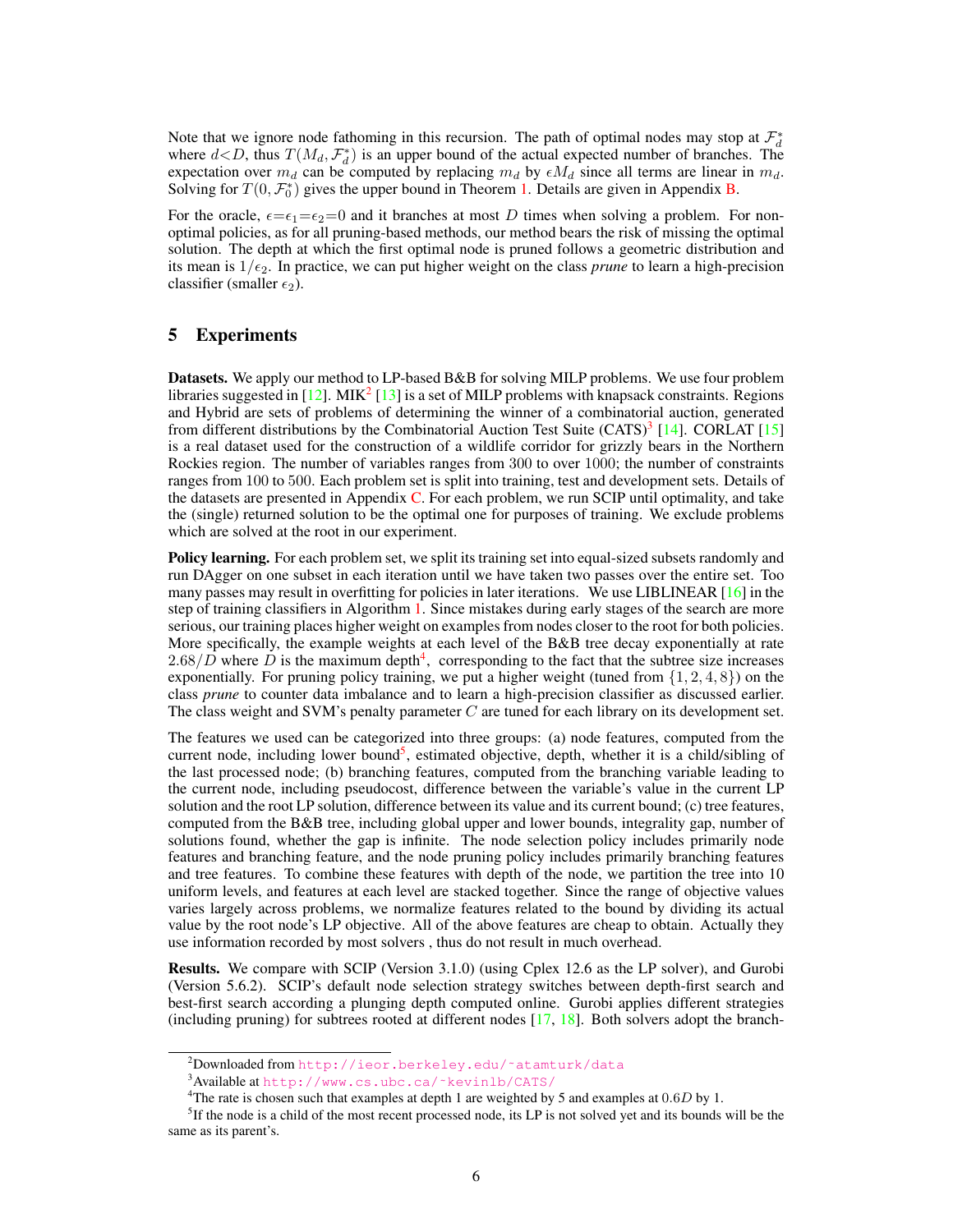Note that we ignore node fathoming in this recursion. The path of optimal nodes may stop at $\mathcal{F}_d^*$ where $d<D$, thus $T(M_d, \mathcal{F}_d^*)$ is an upper bound of the actual expected number of branches. The expectation over $m_d$ can be computed by replacing $m_d$ by $\epsilon M_d$ since all terms are linear in $m_d$. Solving for $T(0, \mathcal{F}_0^*)$ gives the upper bound in Theorem 1. Details are given in Appendix B.

For the oracle, $\epsilon = \epsilon_1 = \epsilon_2 = 0$ and it branches at most $D$ times when solving a problem. For non-optimal policies, as for all pruning-based methods, our method bears the risk of missing the optimal solution. The depth at which the first optimal node is pruned follows a geometric distribution and its mean is $1/\epsilon_2$. In practice, we can put higher weight on the class *prune* to learn a high-precision classifier (smaller $\epsilon_2$).

# 5 Experiments

**Datasets.** We apply our method to LP-based B&B for solving MILP problems. We use four problem libraries suggested in [12]. MIK[2] [13] is a set of MILP problems with knapsack constraints. Regions and Hybrid are sets of problems of determining the winner of a combinatorial auction, generated from different distributions by the Combinatorial Auction Test Suite (CATS)[3] [14]. CORLAT [15] is a real dataset used for the construction of a wildlife corridor for grizzly bears in the Northern Rockies region. The number of variables ranges from 300 to over 1000; the number of constraints ranges from 100 to 500. Each problem set is split into training, test and development sets. Details of the datasets are presented in Appendix C. For each problem, we run SCIP until optimality, and take the (single) returned solution to be the optimal one for purposes of training. We exclude problems which are solved at the root in our experiment.

**Policy learning.** For each problem set, we split its training set into equal-sized subsets randomly and run DAgger on one subset in each iteration until we have taken two passes over the entire set. Too many passes may result in overfitting for policies in later iterations. We use LIBLINEAR [16] in the step of training classifiers in Algorithm 1. Since mistakes during early stages of the search are more serious, our training places higher weight on examples from nodes closer to the root for both policies. More specifically, the example weights at each level of the B&B tree decay exponentially at rate $2.68/D$ where $D$ is the maximum depth[4], corresponding to the fact that the subtree size increases exponentially. For pruning policy training, we put a higher weight (tuned from $\{1, 2, 4, 8\}$) on the class *prune* to counter data imbalance and to learn a high-precision classifier as discussed earlier. The class weight and SVM's penalty parameter $C$ are tuned for each library on its development set.

The features we used can be categorized into three groups: (a) node features, computed from the current node, including lower bound[5], estimated objective, depth, whether it is a child/sibling of the last processed node; (b) branching features, computed from the branching variable leading to the current node, including pseudocost, difference between the variable's value in the current LP solution and the root LP solution, difference between its value and its current bound; (c) tree features, computed from the B&B tree, including global upper and lower bounds, integrality gap, number of solutions found, whether the gap is infinite. The node selection policy includes primarily node features and branching feature, and the node pruning policy includes primarily branching features and tree features. To combine these features with depth of the node, we partition the tree into 10 uniform levels, and features at each level are stacked together. Since the range of objective values varies largely across problems, we normalize features related to the bound by dividing its actual value by the root node's LP objective. All of the above features are cheap to obtain. Actually they use information recorded by most solvers , thus do not result in much overhead.

**Results.** We compare with SCIP (Version 3.1.0) (using Cplex 12.6 as the LP solver), and Gurobi (Version 5.6.2). SCIP's default node selection strategy switches between depth-first search and best-first search according a plunging depth computed online. Gurobi applies different strategies (including pruning) for subtrees rooted at different nodes [17, 18]. Both solvers adopt the branch-

---

[2] Downloaded from http://ieor.berkeley.edu/~atamturk/data

[3] Available at http://www.cs.ubc.ca/~kevinlb/CATS/

[4] The rate is chosen such that examples at depth 1 are weighted by 5 and examples at $0.6D$ by 1.

[5] If the node is a child of the most recent processed node, its LP is not solved yet and its bounds will be the same as its parent's.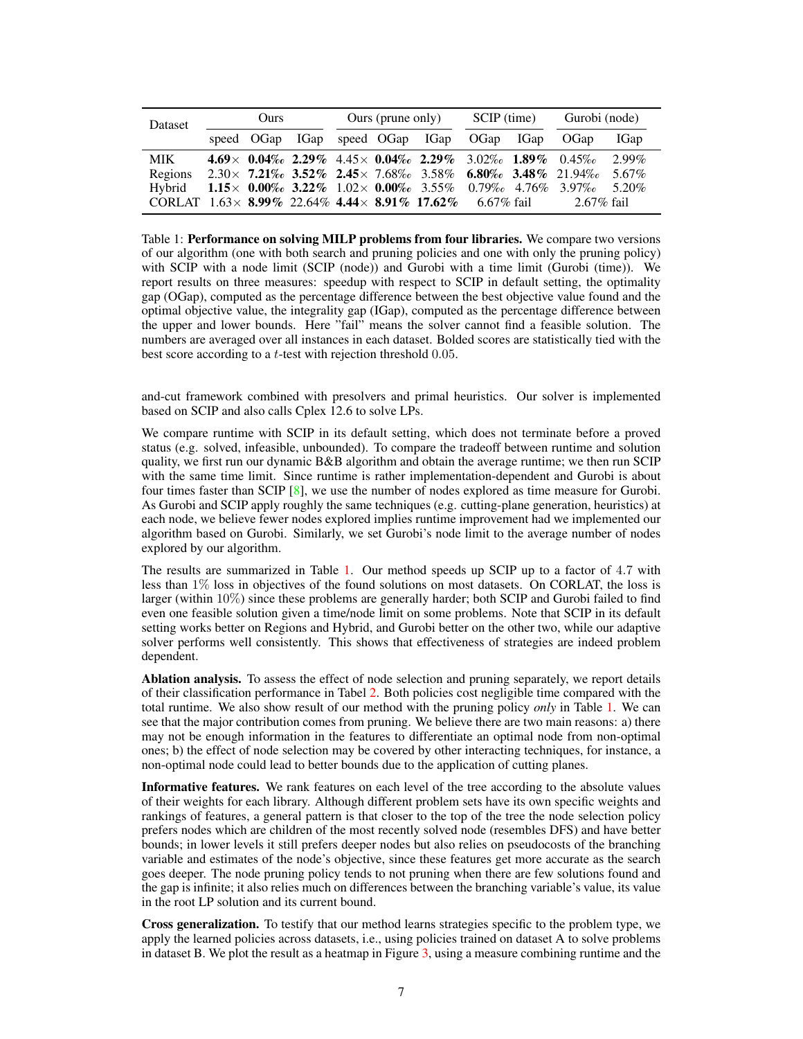| Dataset | Ours | | | Ours (prune only) | | | SCIP (time) | | Gurobi (node) | |
|---|---|---|---|---|---|---|---|---|---|---|
| | speed | OGap | IGap | speed | OGap | IGap | OGap | IGap | OGap | IGap |
| MIK | **4.69×** | **0.04‰** | **2.29%** | 4.45× | **0.04‰** | **2.29%** | 3.02‰ | **1.89%** | 0.45‰ | 2.99% |
| Regions | 2.30× | **7.21‰** | **3.52%** | **2.45×** | 7.68‰ | 3.58% | **6.80‰** | **3.48%** | 21.94‰ | 5.67% |
| Hybrid | **1.15×** | **0.00‰** | **3.22%** | 1.02× | **0.00‰** | 3.55% | 0.79‰ | 4.76% | 3.97‰ | 5.20% |
| CORLAT | 1.63× | **8.99%** | 22.64% | **4.44×** | **8.91%** | **17.62%** | 6.67% fail | | 2.67% fail | |

Table 1: **Performance on solving MILP problems from four libraries.** We compare two versions of our algorithm (one with both search and pruning policies and one with only the pruning policy) with SCIP with a node limit (SCIP (node)) and Gurobi with a time limit (Gurobi (time)). We report results on three measures: speedup with respect to SCIP in default setting, the optimality gap (OGap), computed as the percentage difference between the best objective value found and the optimal objective value, the integrality gap (IGap), computed as the percentage difference between the upper and lower bounds. Here "fail" means the solver cannot find a feasible solution. The numbers are averaged over all instances in each dataset. Bolded scores are statistically tied with the best score according to a $t$-test with rejection threshold 0.05.

and-cut framework combined with presolvers and primal heuristics. Our solver is implemented based on SCIP and also calls Cplex 12.6 to solve LPs.

We compare runtime with SCIP in its default setting, which does not terminate before a proved status (e.g. solved, infeasible, unbounded). To compare the tradeoff between runtime and solution quality, we first run our dynamic B&B algorithm and obtain the average runtime; we then run SCIP with the same time limit. Since runtime is rather implementation-dependent and Gurobi is about four times faster than SCIP [8], we use the number of nodes explored as time measure for Gurobi. As Gurobi and SCIP apply roughly the same techniques (e.g. cutting-plane generation, heuristics) at each node, we believe fewer nodes explored implies runtime improvement had we implemented our algorithm based on Gurobi. Similarly, we set Gurobi's node limit to the average number of nodes explored by our algorithm.

The results are summarized in Table 1. Our method speeds up SCIP up to a factor of 4.7 with less than 1% loss in objectives of the found solutions on most datasets. On CORLAT, the loss is larger (within 10%) since these problems are generally harder; both SCIP and Gurobi failed to find even one feasible solution given a time/node limit on some problems. Note that SCIP in its default setting works better on Regions and Hybrid, and Gurobi better on the other two, while our adaptive solver performs well consistently. This shows that effectiveness of strategies are indeed problem dependent.

**Ablation analysis.** To assess the effect of node selection and pruning separately, we report details of their classification performance in Tabel 2. Both policies cost negligible time compared with the total runtime. We also show result of our method with the pruning policy *only* in Table 1. We can see that the major contribution comes from pruning. We believe there are two main reasons: a) there may not be enough information in the features to differentiate an optimal node from non-optimal ones; b) the effect of node selection may be covered by other interacting techniques, for instance, a non-optimal node could lead to better bounds due to the application of cutting planes.

**Informative features.** We rank features on each level of the tree according to the absolute values of their weights for each library. Although different problem sets has its own specific weights and rankings of features, a general pattern is that closer to the top of the tree the node selection policy prefers nodes which are children of the most recently solved node (resembles DFS) and have better bounds; in lower levels it still prefers deeper nodes but also relies on pseudocosts of the branching variable and estimates of the node's objective, since these features get more accurate as the search goes deeper. The node pruning policy tends to not pruning when there are few solutions found and the gap is infinite; it also relies much on differences between the branching variable's value, its value in the root LP solution and its current bound.

**Cross generalization.** To testify that our method learns strategies specific to the problem type, we apply the learned policies across datasets, i.e., using policies trained on dataset A to solve problems in dataset B. We plot the result as a heatmap in Figure 3, using a measure combining runtime and the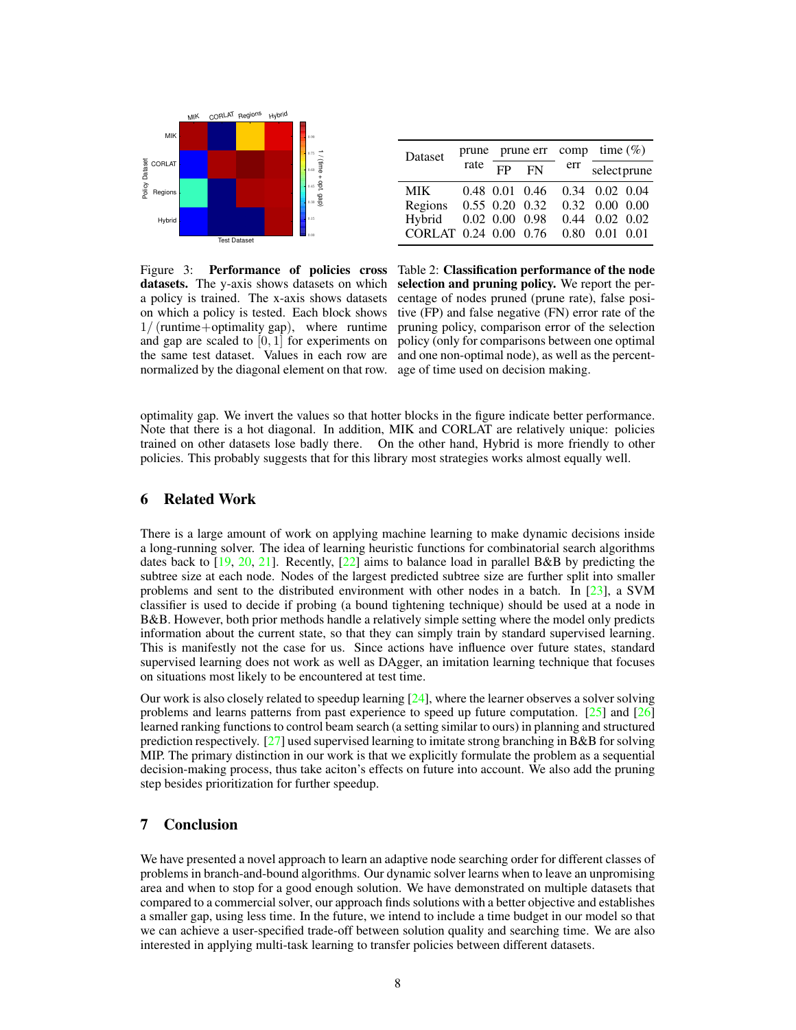| Dataset | prune rate | prune err | | comp err | time (%) | |
|---|---|---|---|---|---|---|
| | | FP | FN | | select | prune |
| MIK | 0.48 | 0.01 | 0.46 | 0.34 | 0.02 | 0.04 |
| Regions | 0.55 | 0.20 | 0.32 | 0.32 | 0.00 | 0.00 |
| Hybrid | 0.02 | 0.00 | 0.98 | 0.44 | 0.02 | 0.02 |
| CORLAT | 0.24 | 0.00 | 0.76 | 0.80 | 0.01 | 0.01 |

Figure 3: **Performance of policies cross datasets.** The y-axis shows datasets on which a policy is trained. The x-axis shows datasets on which a policy is tested. Each block shows $1/(\text{runtime}+\text{optimality gap})$, where runtime and gap are scaled to $[0, 1]$ for experiments on the same test dataset. Values in each row are normalized by the diagonal element on that row.

Table 2: **Classification performance of the node selection and pruning policy.** We report the percentage of nodes pruned (prune rate), false positive (FP) and false negative (FN) error rate of the pruning policy, comparison error of the selection policy (only for comparisons between one optimal and one non-optimal node), as well as the percentage of time used on decision making.

optimality gap. We invert the values so that hotter blocks in the figure indicate better performance. Note that there is a hot diagonal. In addition, MIK and CORLAT are relatively unique: policies trained on other datasets lose badly there. On the other hand, Hybrid is more friendly to other policies. This probably suggests that for this library most strategies works almost equally well.

## 6 Related Work

There is a large amount of work on applying machine learning to make dynamic decisions inside a long-running solver. The idea of learning heuristic functions for combinatorial search algorithms dates back to [19, 20, 21]. Recently, [22] aims to balance load in parallel B&B by predicting the subtree size at each node. Nodes of the largest predicted subtree size are further split into smaller problems and sent to the distributed environment with other nodes in a batch. In [23], a SVM classifier is used to decide if probing (a bound tightening technique) should be used at a node in B&B. However, both prior methods handle a relatively simple setting where the model only predicts information about the current state, so that they can simply train by standard supervised learning. This is manifestly not the case for us. Since actions have influence over future states, standard supervised learning does not work as well as DAgger, an imitation learning technique that focuses on situations most likely to be encountered at test time.

Our work is also closely related to speedup learning [24], where the learner observes a solver solving problems and learns patterns from past experience to speed up future computation. [25] and [26] learned ranking functions to control beam search (a setting similar to ours) in planning and structured prediction respectively. [27] used supervised learning to imitate strong branching in B&B for solving MIP. The primary distinction in our work is that we explicitly formulate the problem as a sequential decision-making process, thus take aciton's effects on future into account. We also add the pruning step besides prioritization for further speedup.

## 7 Conclusion

We have presented a novel approach to learn an adaptive node searching order for different classes of problems in branch-and-bound algorithms. Our dynamic solver learns when to leave an unpromising area and when to stop for a good enough solution. We have demonstrated on multiple datasets that compared to a commercial solver, our approach finds solutions with a better objective and establishes a smaller gap, using less time. In the future, we intend to include a time budget in our model so that we can achieve a user-specified trade-off between solution quality and searching time. We are also interested in applying multi-task learning to transfer policies between different datasets.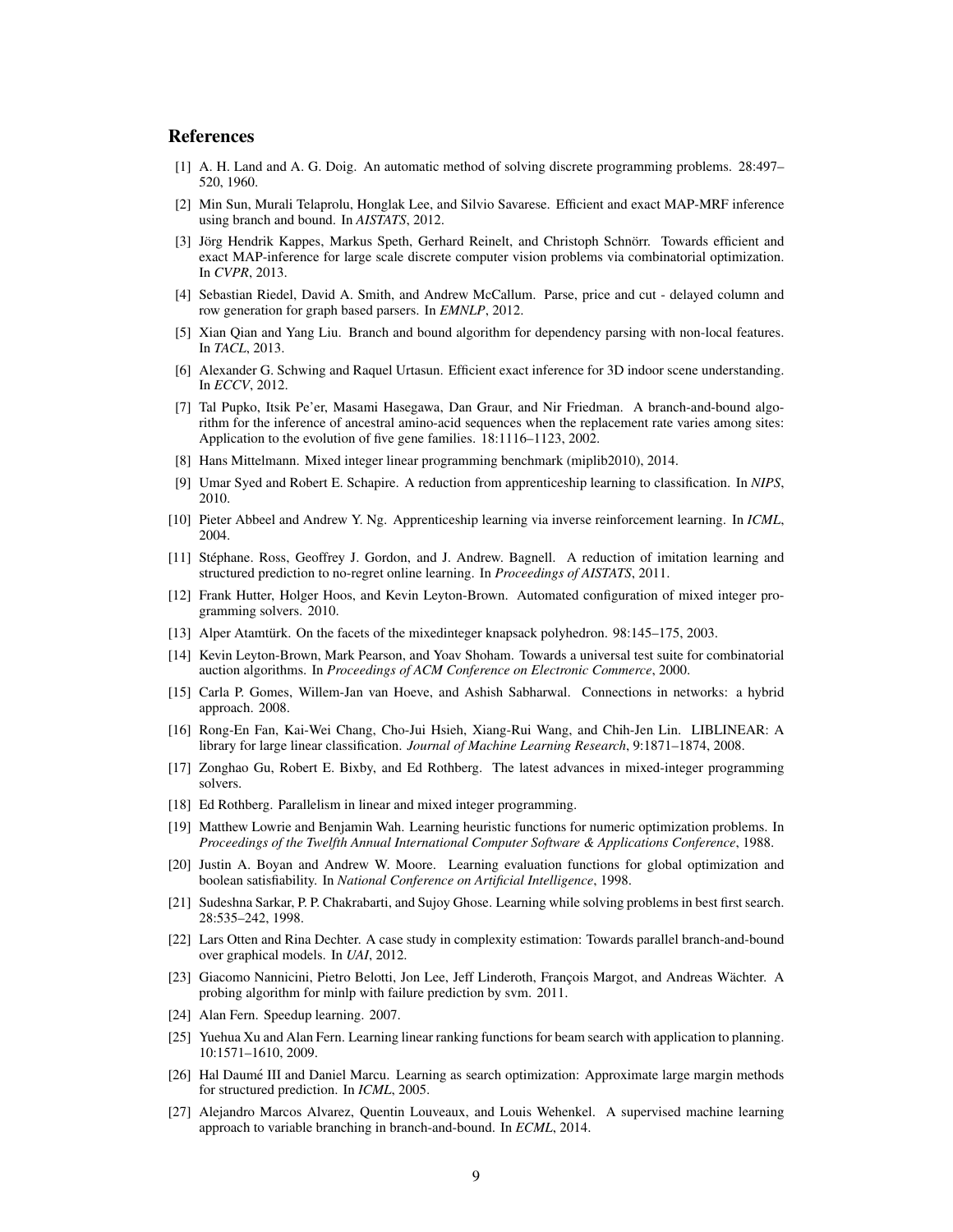## References

[1] A. H. Land and A. G. Doig. An automatic method of solving discrete programming problems. 28:497–520, 1960.

[2] Min Sun, Murali Telaprolu, Honglak Lee, and Silvio Savarese. Efficient and exact MAP-MRF inference using branch and bound. In *AISTATS*, 2012.

[3] Jörg Hendrik Kappes, Markus Speth, Gerhard Reinelt, and Christoph Schnörr. Towards efficient and exact MAP-inference for large scale discrete computer vision problems via combinatorial optimization. In *CVPR*, 2013.

[4] Sebastian Riedel, David A. Smith, and Andrew McCallum. Parse, price and cut - delayed column and row generation for graph based parsers. In *EMNLP*, 2012.

[5] Xian Qian and Yang Liu. Branch and bound algorithm for dependency parsing with non-local features. In *TACL*, 2013.

[6] Alexander G. Schwing and Raquel Urtasun. Efficient exact inference for 3D indoor scene understanding. In *ECCV*, 2012.

[7] Tal Pupko, Itsik Pe'er, Masami Hasegawa, Dan Graur, and Nir Friedman. A branch-and-bound algorithm for the inference of ancestral amino-acid sequences when the replacement rate varies among sites: Application to the evolution of five gene families. 18:1116–1123, 2002.

[8] Hans Mittelmann. Mixed integer linear programming benchmark (miplib2010), 2014.

[9] Umar Syed and Robert E. Schapire. A reduction from apprenticeship learning to classification. In *NIPS*, 2010.

[10] Pieter Abbeel and Andrew Y. Ng. Apprenticeship learning via inverse reinforcement learning. In *ICML*, 2004.

[11] Stéphane. Ross, Geoffrey J. Gordon, and J. Andrew. Bagnell. A reduction of imitation learning and structured prediction to no-regret online learning. In *Proceedings of AISTATS*, 2011.

[12] Frank Hutter, Holger Hoos, and Kevin Leyton-Brown. Automated configuration of mixed integer programming solvers. 2010.

[13] Alper Atamtürk. On the facets of the mixedinteger knapsack polyhedron. 98:145–175, 2003.

[14] Kevin Leyton-Brown, Mark Pearson, and Yoav Shoham. Towards a universal test suite for combinatorial auction algorithms. In *Proceedings of ACM Conference on Electronic Commerce*, 2000.

[15] Carla P. Gomes, Willem-Jan van Hoeve, and Ashish Sabharwal. Connections in networks: a hybrid approach. 2008.

[16] Rong-En Fan, Kai-Wei Chang, Cho-Jui Hsieh, Xiang-Rui Wang, and Chih-Jen Lin. LIBLINEAR: A library for large linear classification. *Journal of Machine Learning Research*, 9:1871–1874, 2008.

[17] Zonghao Gu, Robert E. Bixby, and Ed Rothberg. The latest advances in mixed-integer programming solvers.

[18] Ed Rothberg. Parallelism in linear and mixed integer programming.

[19] Matthew Lowrie and Benjamin Wah. Learning heuristic functions for numeric optimization problems. In *Proceedings of the Twelfth Annual International Computer Software & Applications Conference*, 1988.

[20] Justin A. Boyan and Andrew W. Moore. Learning evaluation functions for global optimization and boolean satisfiability. In *National Conference on Artificial Intelligence*, 1998.

[21] Sudeshna Sarkar, P. P. Chakrabarti, and Sujoy Ghose. Learning while solving problems in best first search. 28:535–242, 1998.

[22] Lars Otten and Rina Dechter. A case study in complexity estimation: Towards parallel branch-and-bound over graphical models. In *UAI*, 2012.

[23] Giacomo Nannicini, Pietro Belotti, Jon Lee, Jeff Linderoth, François Margot, and Andreas Wächter. A probing algorithm for minlp with failure prediction by svm. 2011.

[24] Alan Fern. Speedup learning. 2007.

[25] Yuehua Xu and Alan Fern. Learning linear ranking functions for beam search with application to planning. 10:1571–1610, 2009.

[26] Hal Daumé III and Daniel Marcu. Learning as search optimization: Approximate large margin methods for structured prediction. In *ICML*, 2005.

[27] Alejandro Marcos Alvarez, Quentin Louveaux, and Louis Wehenkel. A supervised machine learning approach to variable branching in branch-and-bound. In *ECML*, 2014.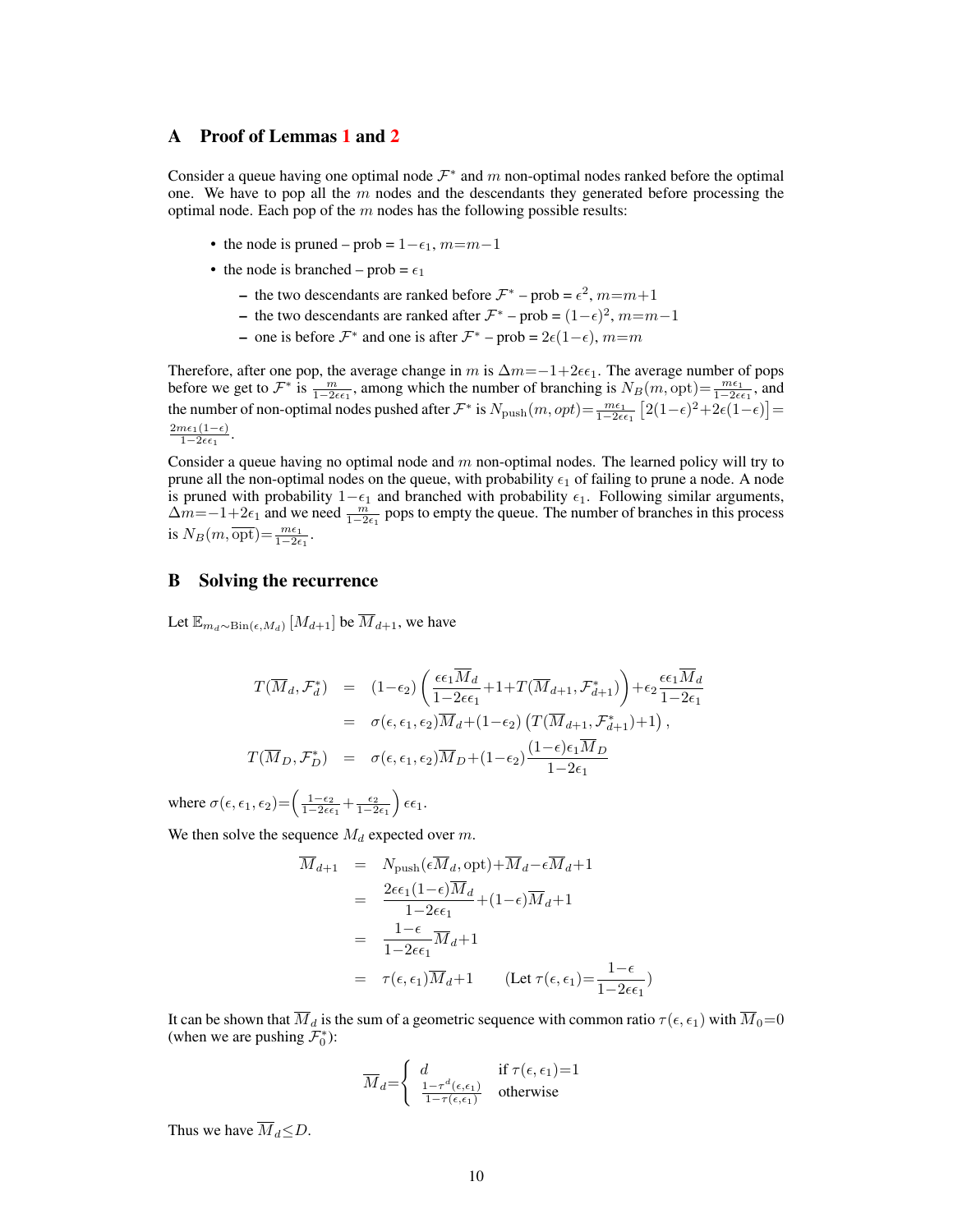## A Proof of Lemmas 1 and 2

Consider a queue having one optimal node $\mathcal{F}^*$ and $m$ non-optimal nodes ranked before the optimal one. We have to pop all the $m$ nodes and the descendants they generated before processing the optimal node. Each pop of the $m$ nodes has the following possible results:

- the node is pruned – prob = $1{-}\epsilon_1$, $m{=}m{-}1$
- the node is branched – prob = $\epsilon_1$
  - the two descendants are ranked before $\mathcal{F}^*$ – prob = $\epsilon^2$, $m{=}m{+}1$
  - the two descendants are ranked after $\mathcal{F}^*$ – prob = $(1{-}\epsilon)^2$, $m{=}m{-}1$
  - one is before $\mathcal{F}^*$ and one is after $\mathcal{F}^*$ – prob = $2\epsilon(1{-}\epsilon)$, $m{=}m$

Therefore, after one pop, the average change in $m$ is $\Delta m{=}{-}1{+}2\epsilon\epsilon_1$. The average number of pops before we get to $\mathcal{F}^*$ is $\frac{m}{1-2\epsilon\epsilon_1}$, among which the number of branching is $N_B(m,\text{opt}){=}\frac{m\epsilon_1}{1-2\epsilon\epsilon_1}$, and the number of non-optimal nodes pushed after $\mathcal{F}^*$ is $N_{\text{push}}(m,opt){=}\frac{m\epsilon_1}{1-2\epsilon\epsilon_1}\left[2(1{-}\epsilon)^2{+}2\epsilon(1{-}\epsilon)\right]{=}\frac{2m\epsilon_1(1-\epsilon)}{1-2\epsilon\epsilon_1}$.

Consider a queue having no optimal node and $m$ non-optimal nodes. The learned policy will try to prune all the non-optimal nodes on the queue, with probability $\epsilon_1$ of failing to prune a node. A node is pruned with probability $1{-}\epsilon_1$ and branched with probability $\epsilon_1$. Following similar arguments, $\Delta m{=}{-}1{+}2\epsilon_1$ and we need $\frac{m}{1-2\epsilon_1}$ pops to empty the queue. The number of branches in this process is $N_B(m,\overline{\text{opt}}){=}\frac{m\epsilon_1}{1-2\epsilon_1}$.

## B Solving the recurrence

Let $\mathbb{E}_{m_d\sim\text{Bin}(\epsilon,M_d)}\left[M_{d+1}\right]$ be $\overline{M}_{d+1}$, we have

$$
\begin{aligned}
T(\overline{M}_d,\mathcal{F}^*_d) &= (1{-}\epsilon_2)\left(\frac{\epsilon\epsilon_1\overline{M}_d}{1{-}2\epsilon\epsilon_1}{+}1{+}T(\overline{M}_{d+1},\mathcal{F}^*_{d+1})\right){+}\epsilon_2\frac{\epsilon\epsilon_1\overline{M}_d}{1{-}2\epsilon_1}\\
&= \sigma(\epsilon,\epsilon_1,\epsilon_2)\overline{M}_d{+}(1{-}\epsilon_2)\left(T(\overline{M}_{d+1},\mathcal{F}^*_{d+1}){+}1\right),\\
T(\overline{M}_D,\mathcal{F}^*_D) &= \sigma(\epsilon,\epsilon_1,\epsilon_2)\overline{M}_D{+}(1{-}\epsilon_2)\frac{(1{-}\epsilon)\epsilon_1\overline{M}_D}{1{-}2\epsilon_1}
\end{aligned}
$$

where $\sigma(\epsilon,\epsilon_1,\epsilon_2){=}\left(\frac{1-\epsilon_2}{1-2\epsilon\epsilon_1}{+}\frac{\epsilon_2}{1-2\epsilon_1}\right)\epsilon\epsilon_1$.

We then solve the sequence $M_d$ expected over $m$.

$$
\begin{aligned}
\overline{M}_{d+1} &= N_{\text{push}}(\epsilon\overline{M}_d,\text{opt}){+}\overline{M}_d{-}\epsilon\overline{M}_d{+}1\\
&= \frac{2\epsilon\epsilon_1(1{-}\epsilon)\overline{M}_d}{1{-}2\epsilon\epsilon_1}{+}(1{-}\epsilon)\overline{M}_d{+}1\\
&= \frac{1{-}\epsilon}{1{-}2\epsilon\epsilon_1}\overline{M}_d{+}1\\
&= \tau(\epsilon,\epsilon_1)\overline{M}_d{+}1 \qquad (\text{Let } \tau(\epsilon,\epsilon_1){=}\frac{1{-}\epsilon}{1{-}2\epsilon\epsilon_1})
\end{aligned}
$$

It can be shown that $\overline{M}_d$ is the sum of a geometric sequence with common ratio $\tau(\epsilon,\epsilon_1)$ with $\overline{M}_0{=}0$ (when we are pushing $\mathcal{F}^*_0$):

$$
\overline{M}_d{=}\begin{cases} d & \text{if } \tau(\epsilon,\epsilon_1){=}1 \\ \frac{1-\tau^d(\epsilon,\epsilon_1)}{1-\tau(\epsilon,\epsilon_1)} & \text{otherwise} \end{cases}
$$

Thus we have $\overline{M}_d{\leq}D$.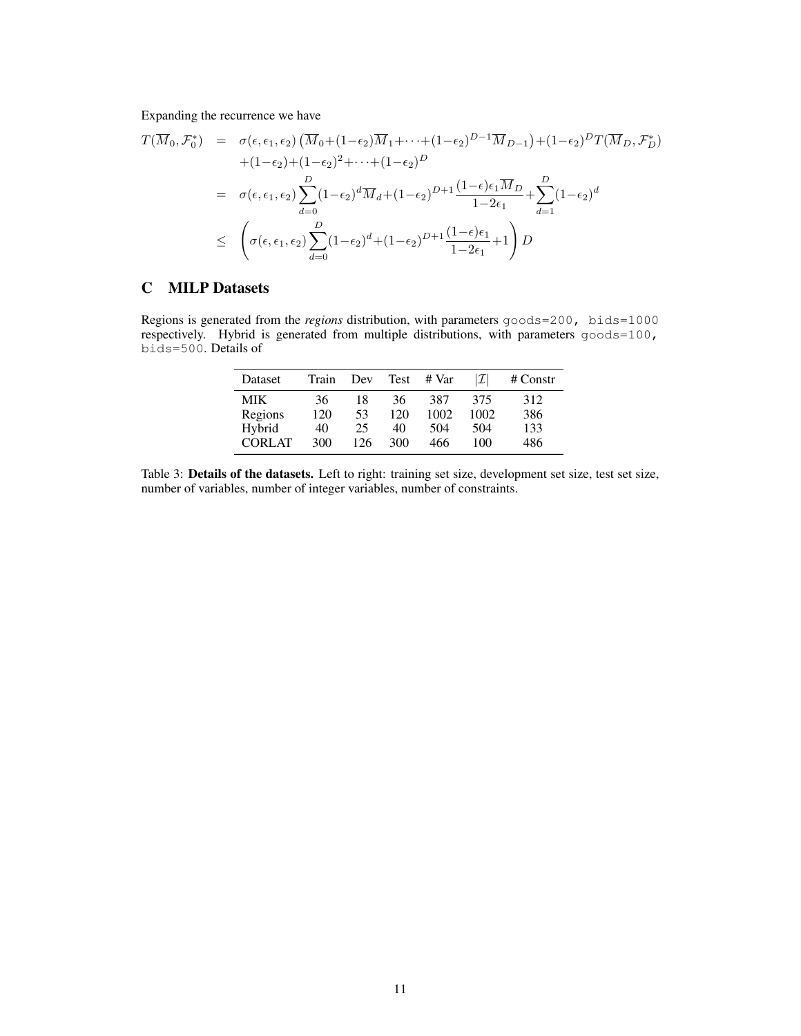Expanding the recurrence we have

$$
\begin{aligned}
T(\overline{M}_0, \mathcal{F}_0^*) &= \sigma(\epsilon, \epsilon_1, \epsilon_2)\left(\overline{M}_0 + (1-\epsilon_2)\overline{M}_1 + \cdots + (1-\epsilon_2)^{D-1}\overline{M}_{D-1}\right) + (1-\epsilon_2)^D T(\overline{M}_D, \mathcal{F}_D^*) \\
&\quad + (1-\epsilon_2) + (1-\epsilon_2)^2 + \cdots + (1-\epsilon_2)^D \\
&= \sigma(\epsilon, \epsilon_1, \epsilon_2)\sum_{d=0}^{D}(1-\epsilon_2)^d \overline{M}_d + (1-\epsilon_2)^{D+1}\frac{(1-\epsilon)\epsilon_1 \overline{M}_D}{1-2\epsilon_1} + \sum_{d=1}^{D}(1-\epsilon_2)^d \\
&\leq \left(\sigma(\epsilon, \epsilon_1, \epsilon_2)\sum_{d=0}^{D}(1-\epsilon_2)^d + (1-\epsilon_2)^{D+1}\frac{(1-\epsilon)\epsilon_1}{1-2\epsilon_1} + 1\right) D
\end{aligned}
$$

# C MILP Datasets

Regions is generated from the *regions* distribution, with parameters `goods=200, bids=1000` respectively. Hybrid is generated from multiple distributions, with parameters `goods=100, bids=500`. Details of

| Dataset | Train | Dev | Test | # Var | $\lvert\mathcal{I}\rvert$ | # Constr |
|---|---|---|---|---|---|---|
| MIK | 36 | 18 | 36 | 387 | 375 | 312 |
| Regions | 120 | 53 | 120 | 1002 | 1002 | 386 |
| Hybrid | 40 | 25 | 40 | 504 | 504 | 133 |
| CORLAT | 300 | 126 | 300 | 466 | 100 | 486 |

Table 3: **Details of the datasets.** Left to right: training set size, development set size, test set size, number of variables, number of integer variables, number of constraints.